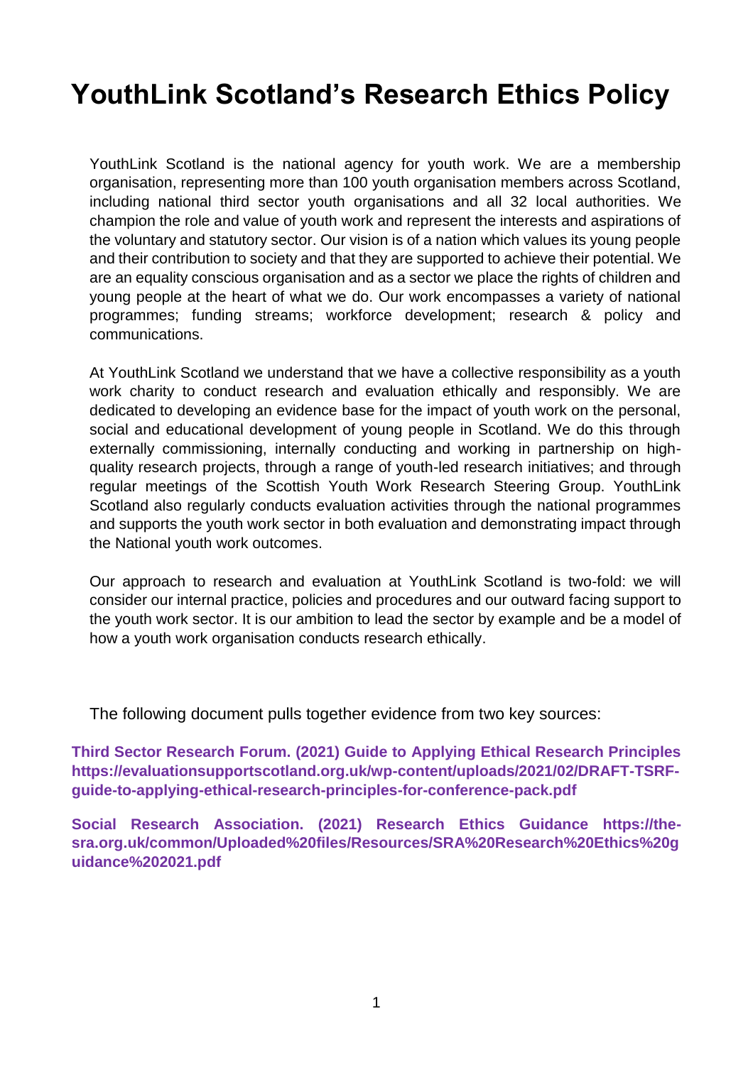# YouthLink Scotland's Research Ethics Policy

YouthLink Scotland is the national agency for youth work. We are a membership organisation, representing more than 100 youth organisation members across Scotland, including national third sector youth organisations and all 32 local authorities. We champion the role and value of youth work and represent the interests and aspirations of the voluntary and statutory sector. Our vision is of a nation which values its young people and their contribution to society and that they are supported to achieve their potential. We are an equality conscious organisation and as a sector we place the rights of children and young people at the heart of what we do. Our work encompasses a variety of national programmes; funding streams; workforce development; research & policy and communications.

At YouthLink Scotland we understand that we have a collective responsibility as a youth work charity to conduct research and evaluation ethically and responsibly. We are dedicated to developing an evidence base for the impact of youth work on the personal, social and educational development of young people in Scotland. We do this through externally commissioning, internally conducting and working in partnership on high-quality research projects, through a range of youth-led research initiatives; and through regular meetings of the Scottish Youth Work Research Steering Group. YouthLink Scotland also regularly conducts evaluation activities through the national programmes and supports the youth work sector in both evaluation and demonstrating impact through the National youth work outcomes.

Our approach to research and evaluation at YouthLink Scotland is two-fold: we will consider our internal practice, policies and procedures and our outward facing support to the youth work sector. It is our ambition to lead the sector by example and be a model of how a youth work organisation conducts research ethically.

The following document pulls together evidence from two key sources:

**Third Sector Research Forum. (2021) Guide to Applying Ethical Research Principles https://evaluationsupportscotland.org.uk/wp-content/uploads/2021/02/DRAFT-TSRF-guide-to-applying-ethical-research-principles-for-conference-pack.pdf**

**Social Research Association. (2021) Research Ethics Guidance https://the-sra.org.uk/common/Uploaded%20files/Resources/SRA%20Research%20Ethics%20guidance%202021.pdf**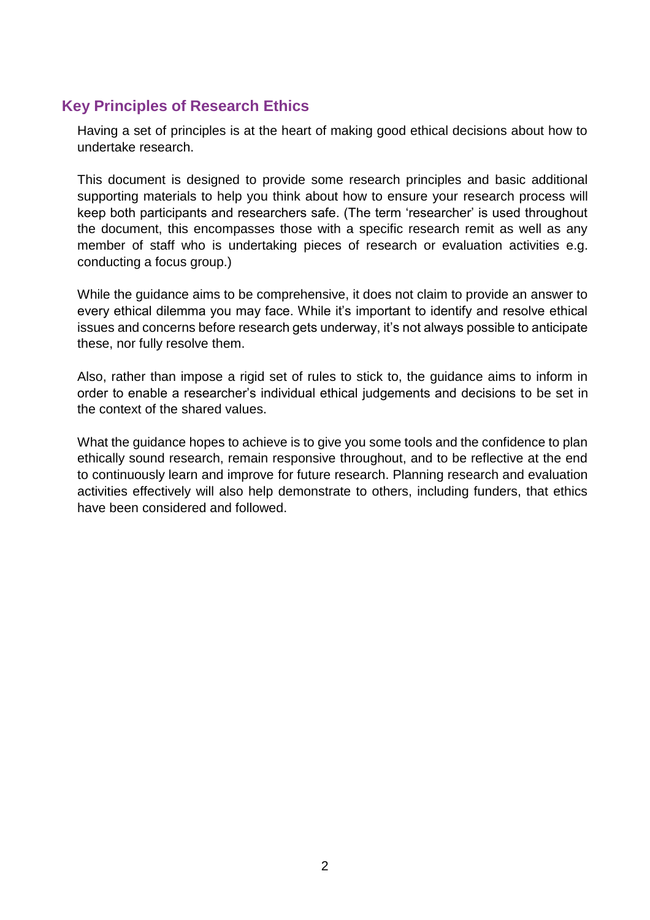## Key Principles of Research Ethics

Having a set of principles is at the heart of making good ethical decisions about how to undertake research.

This document is designed to provide some research principles and basic additional supporting materials to help you think about how to ensure your research process will keep both participants and researchers safe. (The term 'researcher' is used throughout the document, this encompasses those with a specific research remit as well as any member of staff who is undertaking pieces of research or evaluation activities e.g. conducting a focus group.)

While the guidance aims to be comprehensive, it does not claim to provide an answer to every ethical dilemma you may face. While it's important to identify and resolve ethical issues and concerns before research gets underway, it's not always possible to anticipate these, nor fully resolve them.

Also, rather than impose a rigid set of rules to stick to, the guidance aims to inform in order to enable a researcher's individual ethical judgements and decisions to be set in the context of the shared values.

What the guidance hopes to achieve is to give you some tools and the confidence to plan ethically sound research, remain responsive throughout, and to be reflective at the end to continuously learn and improve for future research. Planning research and evaluation activities effectively will also help demonstrate to others, including funders, that ethics have been considered and followed.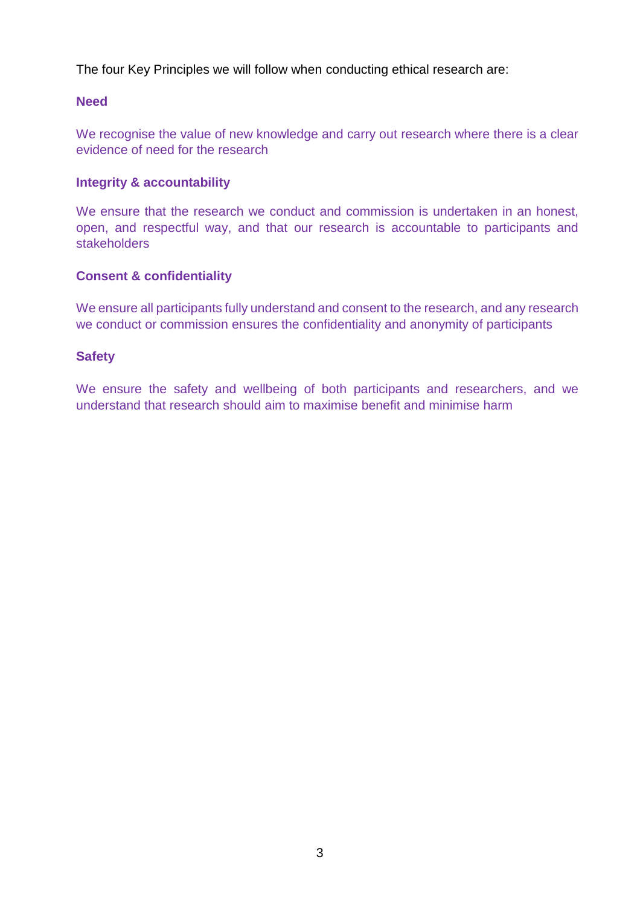The four Key Principles we will follow when conducting ethical research are:

**Need**

We recognise the value of new knowledge and carry out research where there is a clear evidence of need for the research

**Integrity & accountability**

We ensure that the research we conduct and commission is undertaken in an honest, open, and respectful way, and that our research is accountable to participants and stakeholders

**Consent & confidentiality**

We ensure all participants fully understand and consent to the research, and any research we conduct or commission ensures the confidentiality and anonymity of participants

**Safety**

We ensure the safety and wellbeing of both participants and researchers, and we understand that research should aim to maximise benefit and minimise harm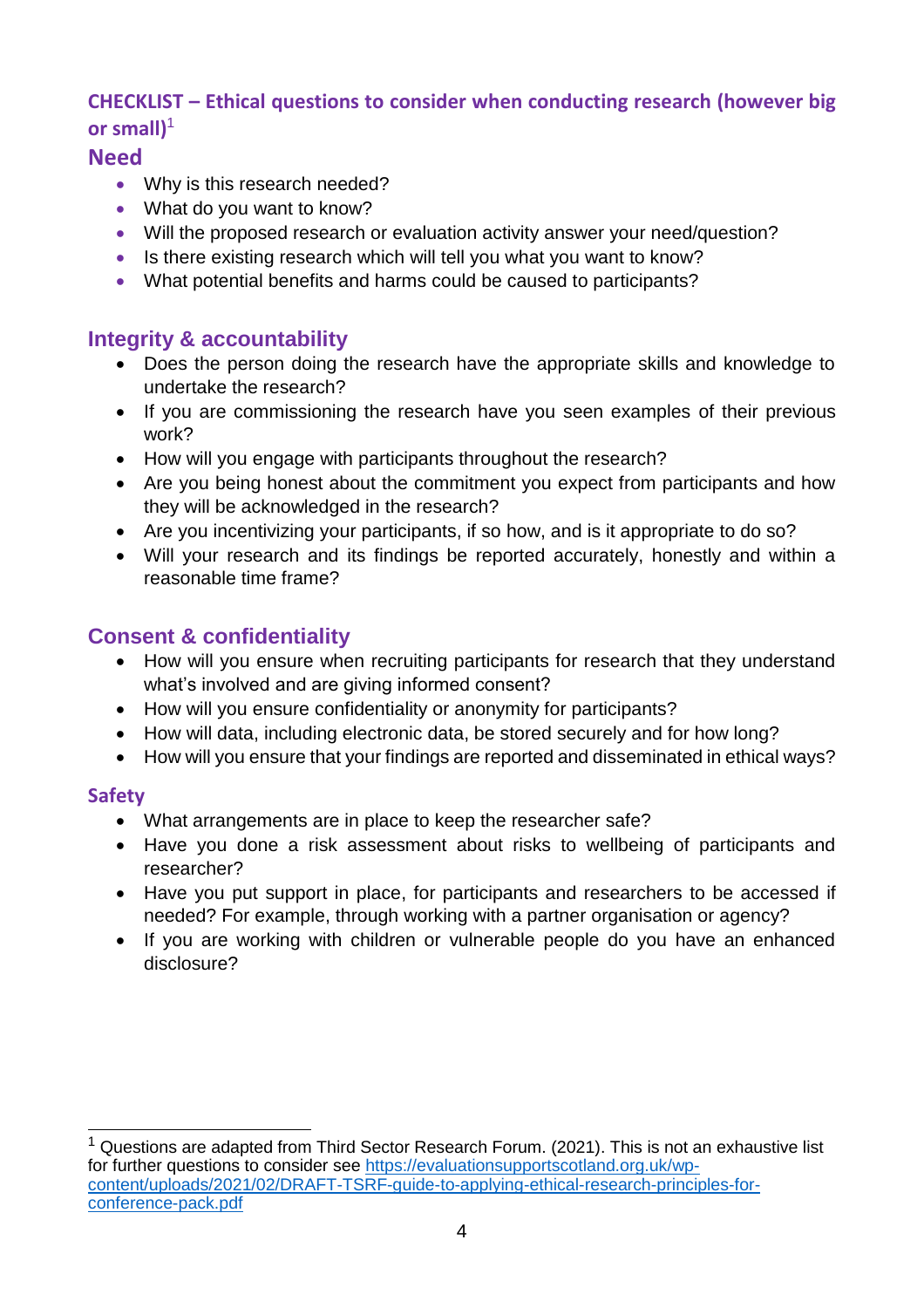## CHECKLIST – Ethical questions to consider when conducting research (however big or small)[1]

### Need

- Why is this research needed?
- What do you want to know?
- Will the proposed research or evaluation activity answer your need/question?
- Is there existing research which will tell you what you want to know?
- What potential benefits and harms could be caused to participants?

### Integrity & accountability

- Does the person doing the research have the appropriate skills and knowledge to undertake the research?
- If you are commissioning the research have you seen examples of their previous work?
- How will you engage with participants throughout the research?
- Are you being honest about the commitment you expect from participants and how they will be acknowledged in the research?
- Are you incentivizing your participants, if so how, and is it appropriate to do so?
- Will your research and its findings be reported accurately, honestly and within a reasonable time frame?

### Consent & confidentiality

- How will you ensure when recruiting participants for research that they understand what's involved and are giving informed consent?
- How will you ensure confidentiality or anonymity for participants?
- How will data, including electronic data, be stored securely and for how long?
- How will you ensure that your findings are reported and disseminated in ethical ways?

### Safety

- What arrangements are in place to keep the researcher safe?
- Have you done a risk assessment about risks to wellbeing of participants and researcher?
- Have you put support in place, for participants and researchers to be accessed if needed? For example, through working with a partner organisation or agency?
- If you are working with children or vulnerable people do you have an enhanced disclosure?

---

[1] Questions are adapted from Third Sector Research Forum. (2021). This is not an exhaustive list for further questions to consider see https://evaluationsupportscotland.org.uk/wp-content/uploads/2021/02/DRAFT-TSRF-guide-to-applying-ethical-research-principles-for-conference-pack.pdf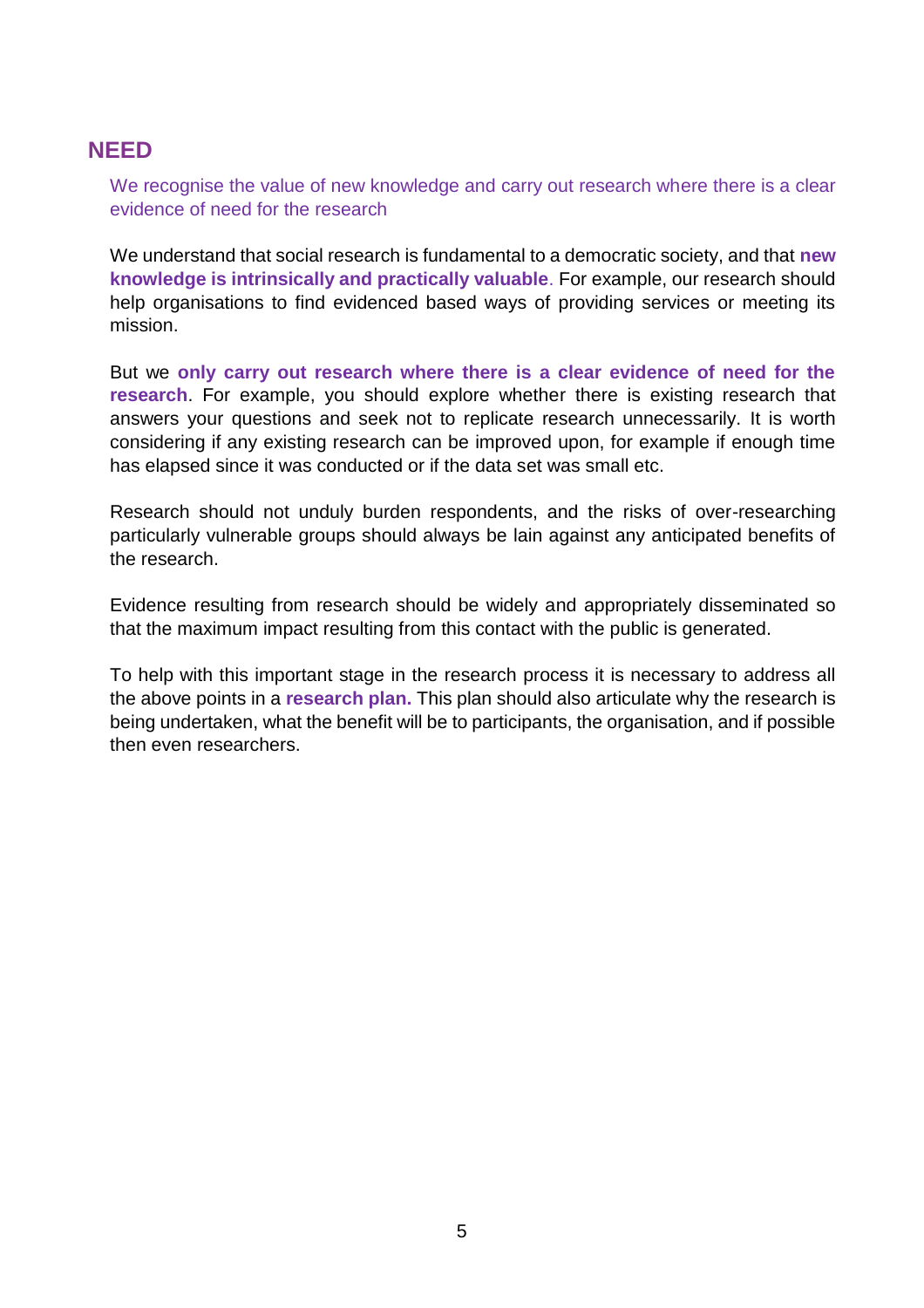## NEED

We recognise the value of new knowledge and carry out research where there is a clear evidence of need for the research

We understand that social research is fundamental to a democratic society, and that **new knowledge is intrinsically and practically valuable**. For example, our research should help organisations to find evidenced based ways of providing services or meeting its mission.

But we **only carry out research where there is a clear evidence of need for the research**. For example, you should explore whether there is existing research that answers your questions and seek not to replicate research unnecessarily. It is worth considering if any existing research can be improved upon, for example if enough time has elapsed since it was conducted or if the data set was small etc.

Research should not unduly burden respondents, and the risks of over-researching particularly vulnerable groups should always be lain against any anticipated benefits of the research.

Evidence resulting from research should be widely and appropriately disseminated so that the maximum impact resulting from this contact with the public is generated.

To help with this important stage in the research process it is necessary to address all the above points in a **research plan.** This plan should also articulate why the research is being undertaken, what the benefit will be to participants, the organisation, and if possible then even researchers.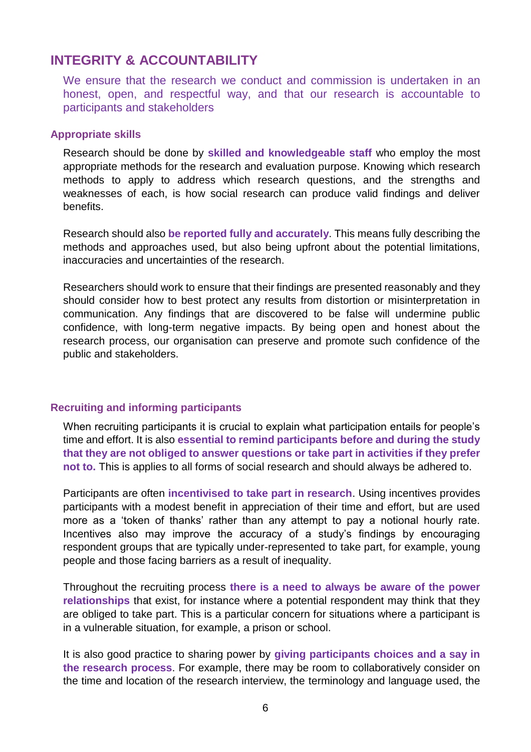## INTEGRITY & ACCOUNTABILITY

We ensure that the research we conduct and commission is undertaken in an honest, open, and respectful way, and that our research is accountable to participants and stakeholders

### Appropriate skills

Research should be done by **skilled and knowledgeable staff** who employ the most appropriate methods for the research and evaluation purpose. Knowing which research methods to apply to address which research questions, and the strengths and weaknesses of each, is how social research can produce valid findings and deliver benefits.

Research should also **be reported fully and accurately**. This means fully describing the methods and approaches used, but also being upfront about the potential limitations, inaccuracies and uncertainties of the research.

Researchers should work to ensure that their findings are presented reasonably and they should consider how to best protect any results from distortion or misinterpretation in communication. Any findings that are discovered to be false will undermine public confidence, with long-term negative impacts. By being open and honest about the research process, our organisation can preserve and promote such confidence of the public and stakeholders.

### Recruiting and informing participants

When recruiting participants it is crucial to explain what participation entails for people's time and effort. It is also **essential to remind participants before and during the study that they are not obliged to answer questions or take part in activities if they prefer not to.** This is applies to all forms of social research and should always be adhered to.

Participants are often **incentivised to take part in research**. Using incentives provides participants with a modest benefit in appreciation of their time and effort, but are used more as a 'token of thanks' rather than any attempt to pay a notional hourly rate. Incentives also may improve the accuracy of a study's findings by encouraging respondent groups that are typically under-represented to take part, for example, young people and those facing barriers as a result of inequality.

Throughout the recruiting process **there is a need to always be aware of the power relationships** that exist, for instance where a potential respondent may think that they are obliged to take part. This is a particular concern for situations where a participant is in a vulnerable situation, for example, a prison or school.

It is also good practice to sharing power by **giving participants choices and a say in the research process**. For example, there may be room to collaboratively consider on the time and location of the research interview, the terminology and language used, the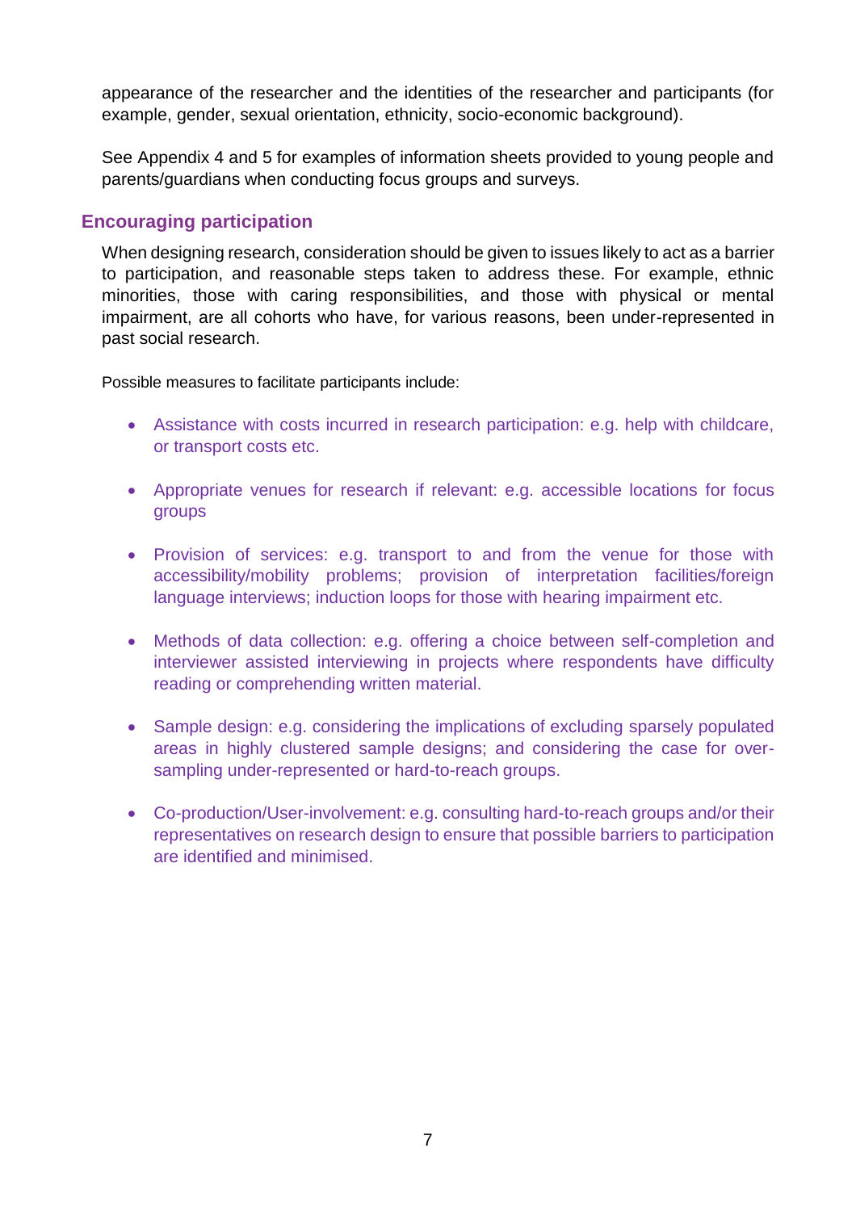appearance of the researcher and the identities of the researcher and participants (for example, gender, sexual orientation, ethnicity, socio-economic background).

See Appendix 4 and 5 for examples of information sheets provided to young people and parents/guardians when conducting focus groups and surveys.

## Encouraging participation

When designing research, consideration should be given to issues likely to act as a barrier to participation, and reasonable steps taken to address these. For example, ethnic minorities, those with caring responsibilities, and those with physical or mental impairment, are all cohorts who have, for various reasons, been under-represented in past social research.

Possible measures to facilitate participants include:

- Assistance with costs incurred in research participation: e.g. help with childcare, or transport costs etc.
- Appropriate venues for research if relevant: e.g. accessible locations for focus groups
- Provision of services: e.g. transport to and from the venue for those with accessibility/mobility problems; provision of interpretation facilities/foreign language interviews; induction loops for those with hearing impairment etc.
- Methods of data collection: e.g. offering a choice between self-completion and interviewer assisted interviewing in projects where respondents have difficulty reading or comprehending written material.
- Sample design: e.g. considering the implications of excluding sparsely populated areas in highly clustered sample designs; and considering the case for over-sampling under-represented or hard-to-reach groups.
- Co-production/User-involvement: e.g. consulting hard-to-reach groups and/or their representatives on research design to ensure that possible barriers to participation are identified and minimised.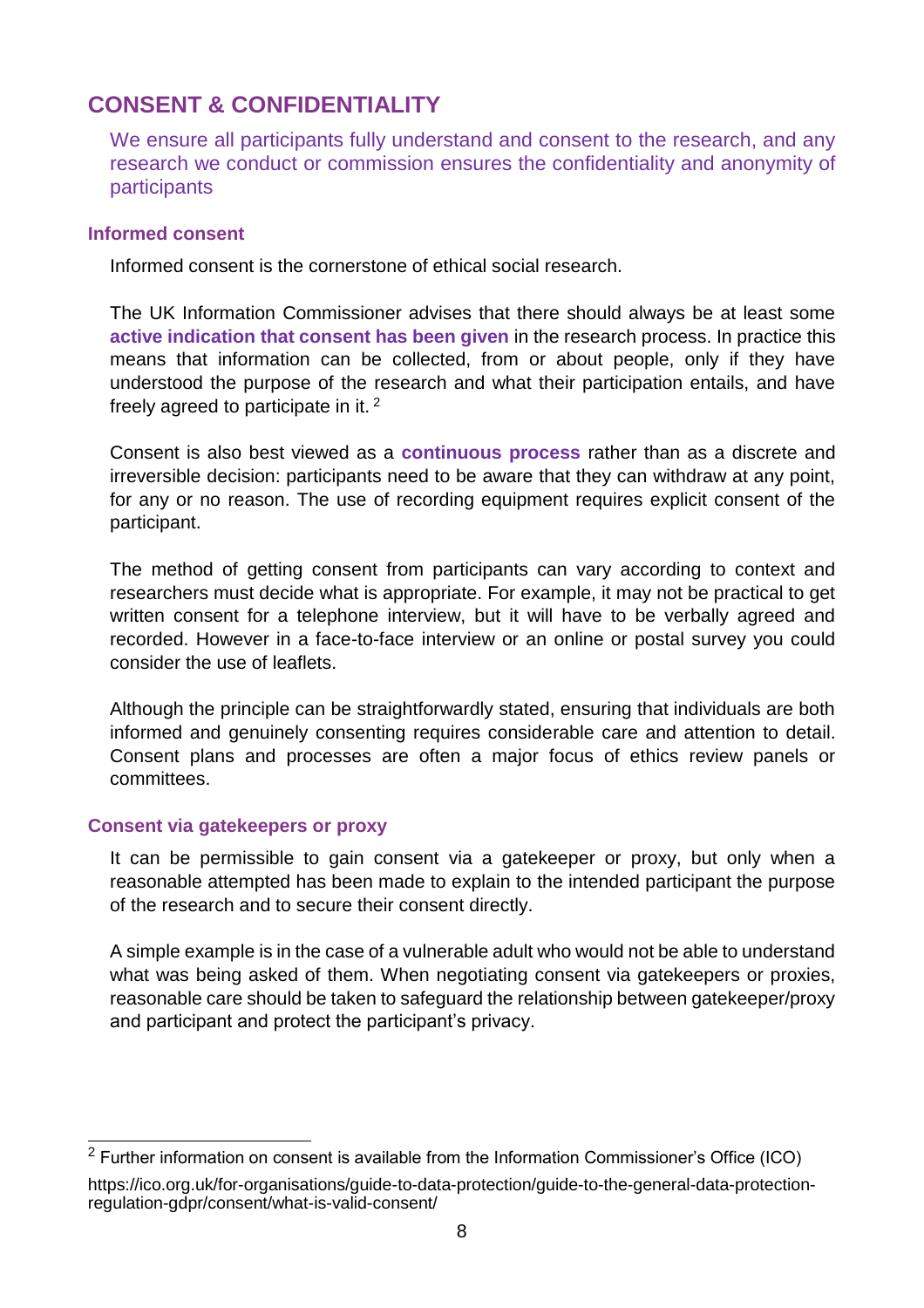## CONSENT & CONFIDENTIALITY

We ensure all participants fully understand and consent to the research, and any research we conduct or commission ensures the confidentiality and anonymity of participants

### Informed consent

Informed consent is the cornerstone of ethical social research.

The UK Information Commissioner advises that there should always be at least some **active indication that consent has been given** in the research process. In practice this means that information can be collected, from or about people, only if they have understood the purpose of the research and what their participation entails, and have freely agreed to participate in it. [2]

Consent is also best viewed as a **continuous process** rather than as a discrete and irreversible decision: participants need to be aware that they can withdraw at any point, for any or no reason. The use of recording equipment requires explicit consent of the participant.

The method of getting consent from participants can vary according to context and researchers must decide what is appropriate. For example, it may not be practical to get written consent for a telephone interview, but it will have to be verbally agreed and recorded. However in a face-to-face interview or an online or postal survey you could consider the use of leaflets.

Although the principle can be straightforwardly stated, ensuring that individuals are both informed and genuinely consenting requires considerable care and attention to detail. Consent plans and processes are often a major focus of ethics review panels or committees.

### Consent via gatekeepers or proxy

It can be permissible to gain consent via a gatekeeper or proxy, but only when a reasonable attempted has been made to explain to the intended participant the purpose of the research and to secure their consent directly.

A simple example is in the case of a vulnerable adult who would not be able to understand what was being asked of them. When negotiating consent via gatekeepers or proxies, reasonable care should be taken to safeguard the relationship between gatekeeper/proxy and participant and protect the participant's privacy.

---

[2] Further information on consent is available from the Information Commissioner's Office (ICO) https://ico.org.uk/for-organisations/guide-to-data-protection/guide-to-the-general-data-protection-regulation-gdpr/consent/what-is-valid-consent/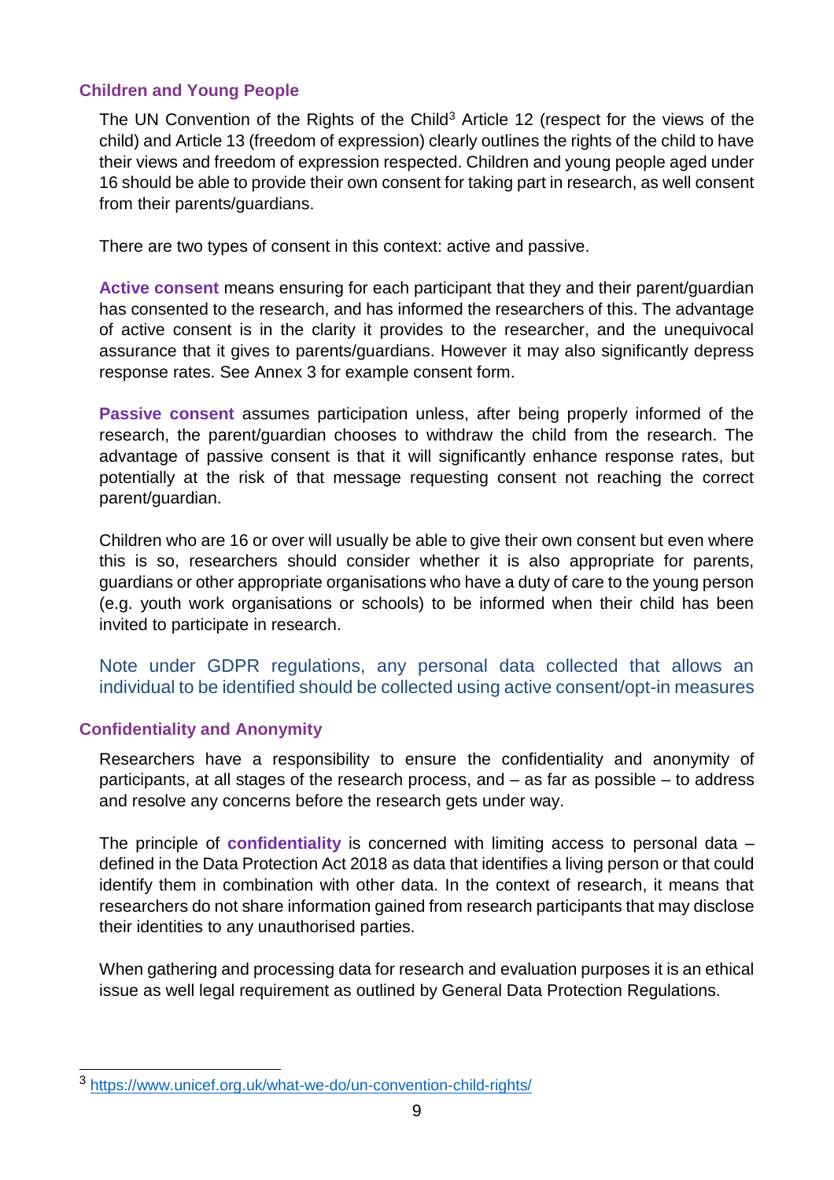## Children and Young People

The UN Convention of the Rights of the Child[3] Article 12 (respect for the views of the child) and Article 13 (freedom of expression) clearly outlines the rights of the child to have their views and freedom of expression respected. Children and young people aged under 16 should be able to provide their own consent for taking part in research, as well consent from their parents/guardians.

There are two types of consent in this context: active and passive.

**Active consent** means ensuring for each participant that they and their parent/guardian has consented to the research, and has informed the researchers of this. The advantage of active consent is in the clarity it provides to the researcher, and the unequivocal assurance that it gives to parents/guardians. However it may also significantly depress response rates. See Annex 3 for example consent form.

**Passive consent** assumes participation unless, after being properly informed of the research, the parent/guardian chooses to withdraw the child from the research. The advantage of passive consent is that it will significantly enhance response rates, but potentially at the risk of that message requesting consent not reaching the correct parent/guardian.

Children who are 16 or over will usually be able to give their own consent but even where this is so, researchers should consider whether it is also appropriate for parents, guardians or other appropriate organisations who have a duty of care to the young person (e.g. youth work organisations or schools) to be informed when their child has been invited to participate in research.

Note under GDPR regulations, any personal data collected that allows an individual to be identified should be collected using active consent/opt-in measures

## Confidentiality and Anonymity

Researchers have a responsibility to ensure the confidentiality and anonymity of participants, at all stages of the research process, and – as far as possible – to address and resolve any concerns before the research gets under way.

The principle of **confidentiality** is concerned with limiting access to personal data – defined in the Data Protection Act 2018 as data that identifies a living person or that could identify them in combination with other data. In the context of research, it means that researchers do not share information gained from research participants that may disclose their identities to any unauthorised parties.

When gathering and processing data for research and evaluation purposes it is an ethical issue as well legal requirement as outlined by General Data Protection Regulations.

---

[3] https://www.unicef.org.uk/what-we-do/un-convention-child-rights/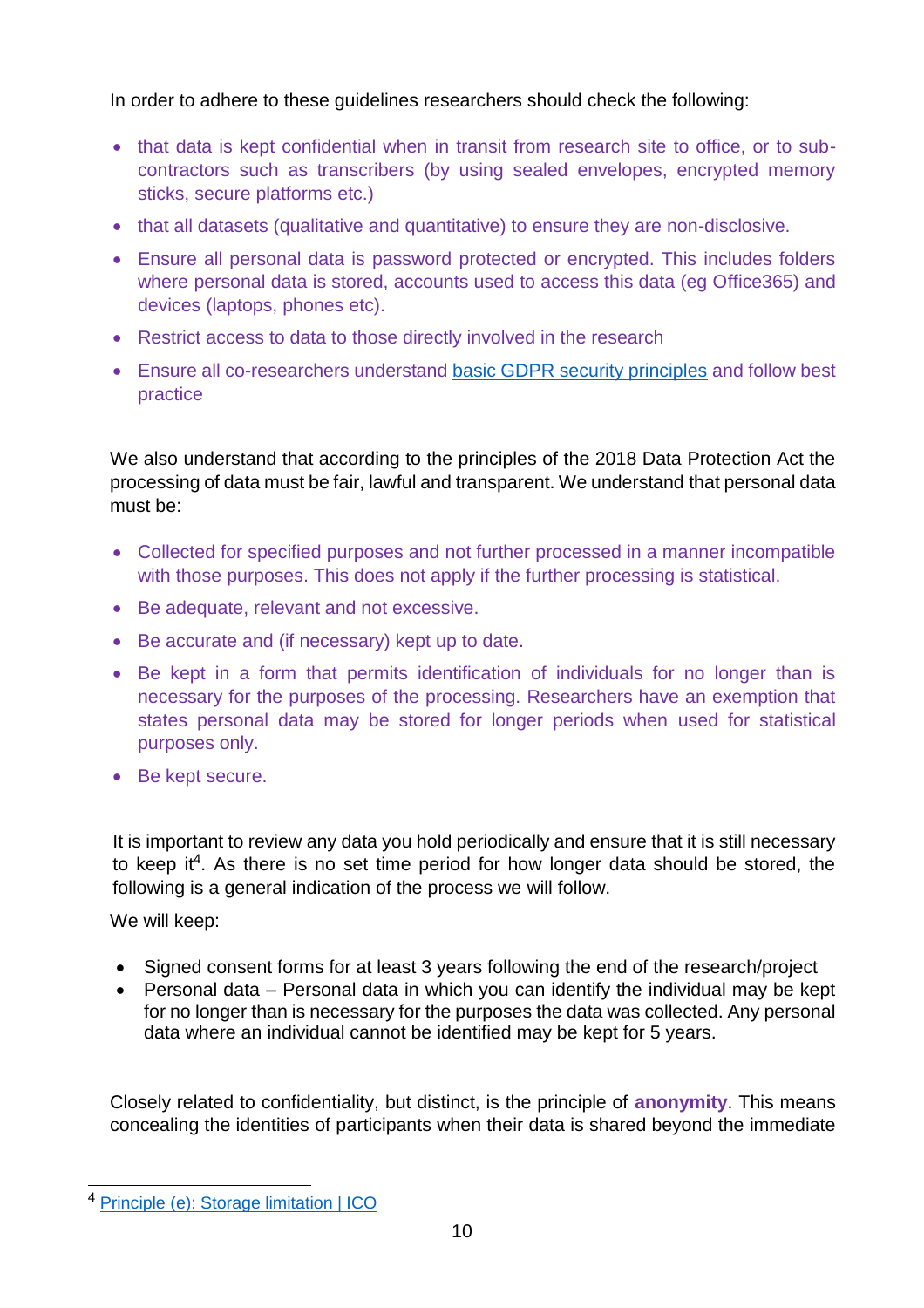In order to adhere to these guidelines researchers should check the following:

- that data is kept confidential when in transit from research site to office, or to sub-contractors such as transcribers (by using sealed envelopes, encrypted memory sticks, secure platforms etc.)
- that all datasets (qualitative and quantitative) to ensure they are non-disclosive.
- Ensure all personal data is password protected or encrypted. This includes folders where personal data is stored, accounts used to access this data (eg Office365) and devices (laptops, phones etc).
- Restrict access to data to those directly involved in the research
- Ensure all co-researchers understand basic GDPR security principles and follow best practice

We also understand that according to the principles of the 2018 Data Protection Act the processing of data must be fair, lawful and transparent. We understand that personal data must be:

- Collected for specified purposes and not further processed in a manner incompatible with those purposes. This does not apply if the further processing is statistical.
- Be adequate, relevant and not excessive.
- Be accurate and (if necessary) kept up to date.
- Be kept in a form that permits identification of individuals for no longer than is necessary for the purposes of the processing. Researchers have an exemption that states personal data may be stored for longer periods when used for statistical purposes only.
- Be kept secure.

It is important to review any data you hold periodically and ensure that it is still necessary to keep it[4]. As there is no set time period for how longer data should be stored, the following is a general indication of the process we will follow.

We will keep:

- Signed consent forms for at least 3 years following the end of the research/project
- Personal data – Personal data in which you can identify the individual may be kept for no longer than is necessary for the purposes the data was collected. Any personal data where an individual cannot be identified may be kept for 5 years.

Closely related to confidentiality, but distinct, is the principle of **anonymity**. This means concealing the identities of participants when their data is shared beyond the immediate

[4] Principle (e): Storage limitation | ICO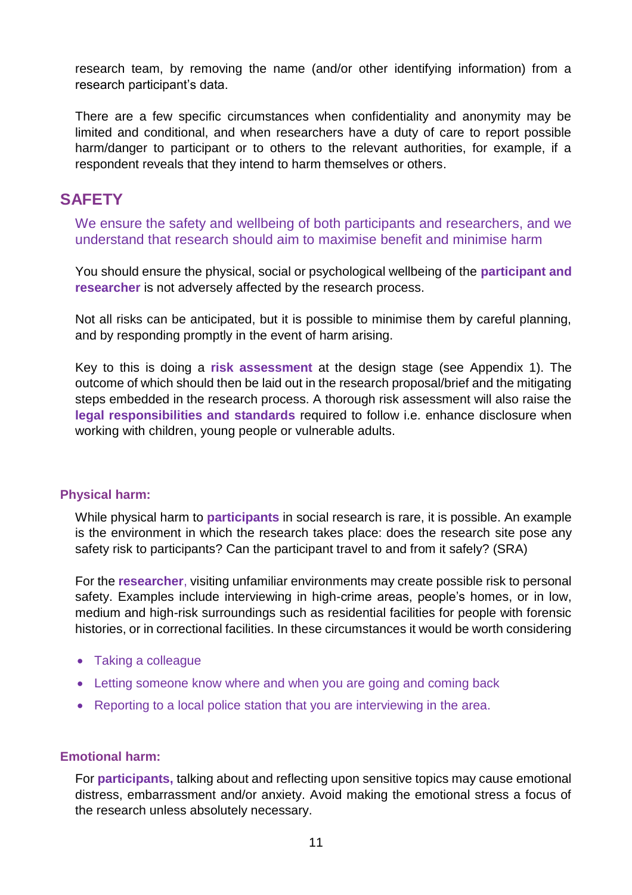research team, by removing the name (and/or other identifying information) from a research participant's data.

There are a few specific circumstances when confidentiality and anonymity may be limited and conditional, and when researchers have a duty of care to report possible harm/danger to participant or to others to the relevant authorities, for example, if a respondent reveals that they intend to harm themselves or others.

## SAFETY

We ensure the safety and wellbeing of both participants and researchers, and we understand that research should aim to maximise benefit and minimise harm

You should ensure the physical, social or psychological wellbeing of the **participant and researcher** is not adversely affected by the research process.

Not all risks can be anticipated, but it is possible to minimise them by careful planning, and by responding promptly in the event of harm arising.

Key to this is doing a **risk assessment** at the design stage (see Appendix 1). The outcome of which should then be laid out in the research proposal/brief and the mitigating steps embedded in the research process. A thorough risk assessment will also raise the **legal responsibilities and standards** required to follow i.e. enhance disclosure when working with children, young people or vulnerable adults.

### Physical harm:

While physical harm to **participants** in social research is rare, it is possible. An example is the environment in which the research takes place: does the research site pose any safety risk to participants? Can the participant travel to and from it safely? (SRA)

For the **researcher**, visiting unfamiliar environments may create possible risk to personal safety. Examples include interviewing in high-crime areas, people's homes, or in low, medium and high-risk surroundings such as residential facilities for people with forensic histories, or in correctional facilities. In these circumstances it would be worth considering

- Taking a colleague
- Letting someone know where and when you are going and coming back
- Reporting to a local police station that you are interviewing in the area.

### Emotional harm:

For **participants,** talking about and reflecting upon sensitive topics may cause emotional distress, embarrassment and/or anxiety. Avoid making the emotional stress a focus of the research unless absolutely necessary.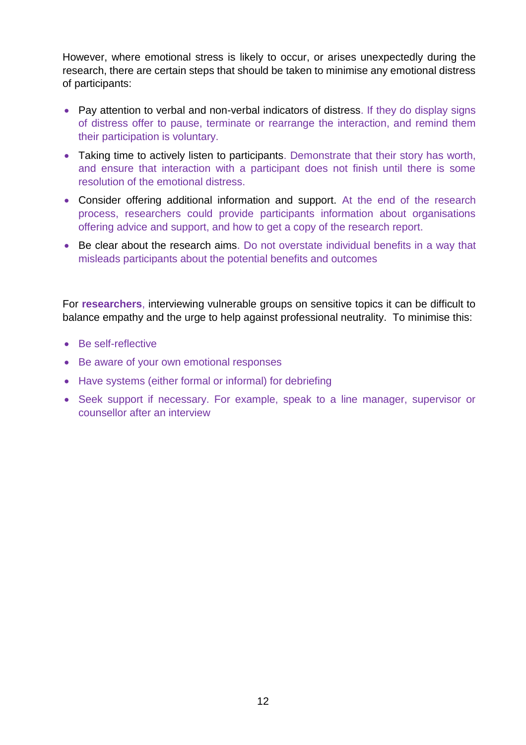However, where emotional stress is likely to occur, or arises unexpectedly during the research, there are certain steps that should be taken to minimise any emotional distress of participants:

- Pay attention to verbal and non-verbal indicators of distress. If they do display signs of distress offer to pause, terminate or rearrange the interaction, and remind them their participation is voluntary.
- Taking time to actively listen to participants. Demonstrate that their story has worth, and ensure that interaction with a participant does not finish until there is some resolution of the emotional distress.
- Consider offering additional information and support. At the end of the research process, researchers could provide participants information about organisations offering advice and support, and how to get a copy of the research report.
- Be clear about the research aims. Do not overstate individual benefits in a way that misleads participants about the potential benefits and outcomes

For **researchers**, interviewing vulnerable groups on sensitive topics it can be difficult to balance empathy and the urge to help against professional neutrality. To minimise this:

- Be self-reflective
- Be aware of your own emotional responses
- Have systems (either formal or informal) for debriefing
- Seek support if necessary. For example, speak to a line manager, supervisor or counsellor after an interview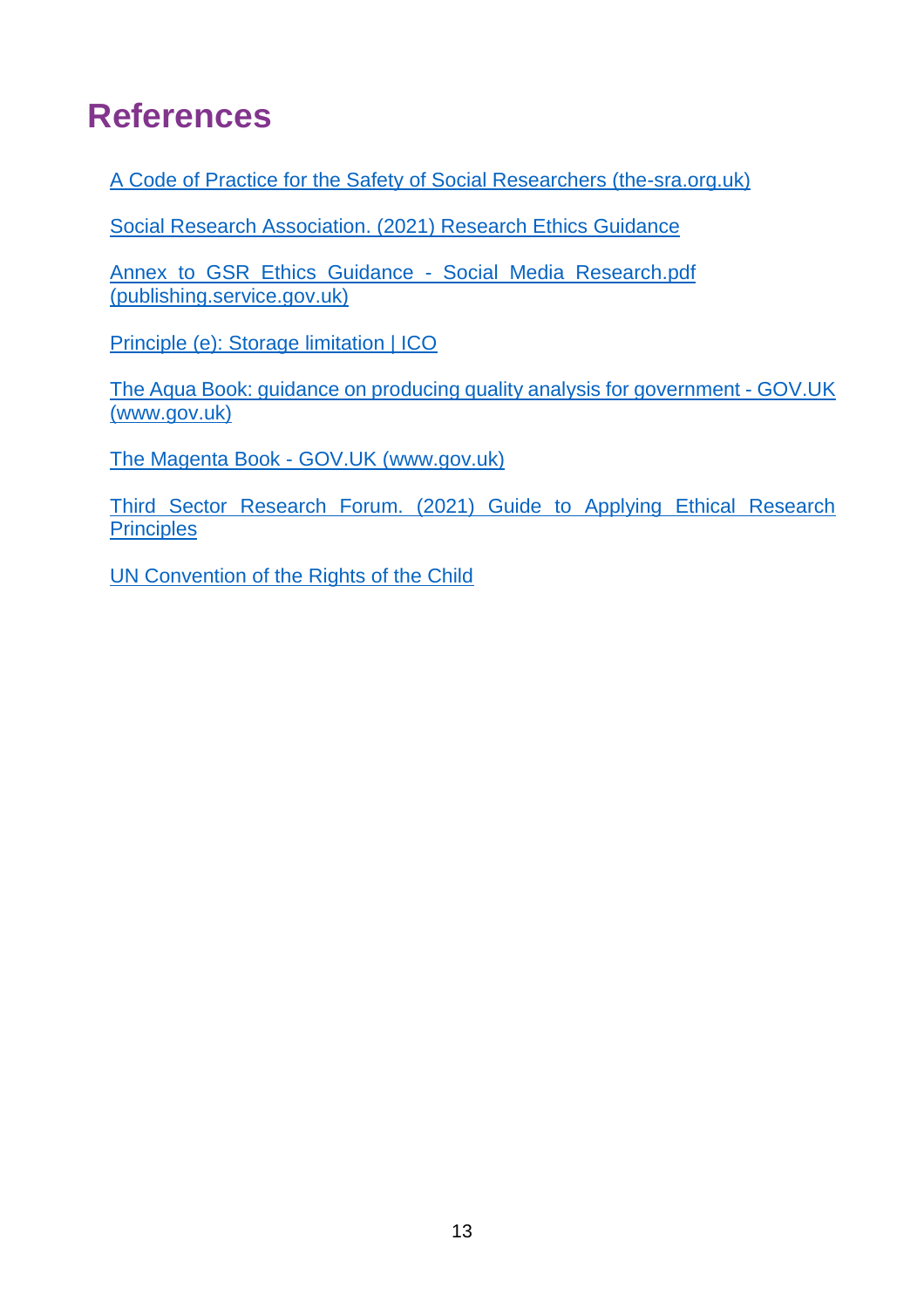# References

A Code of Practice for the Safety of Social Researchers (the-sra.org.uk)

Social Research Association. (2021) Research Ethics Guidance

Annex to GSR Ethics Guidance - Social Media Research.pdf (publishing.service.gov.uk)

Principle (e): Storage limitation | ICO

The Aqua Book: guidance on producing quality analysis for government - GOV.UK (www.gov.uk)

The Magenta Book - GOV.UK (www.gov.uk)

Third Sector Research Forum. (2021) Guide to Applying Ethical Research Principles

UN Convention of the Rights of the Child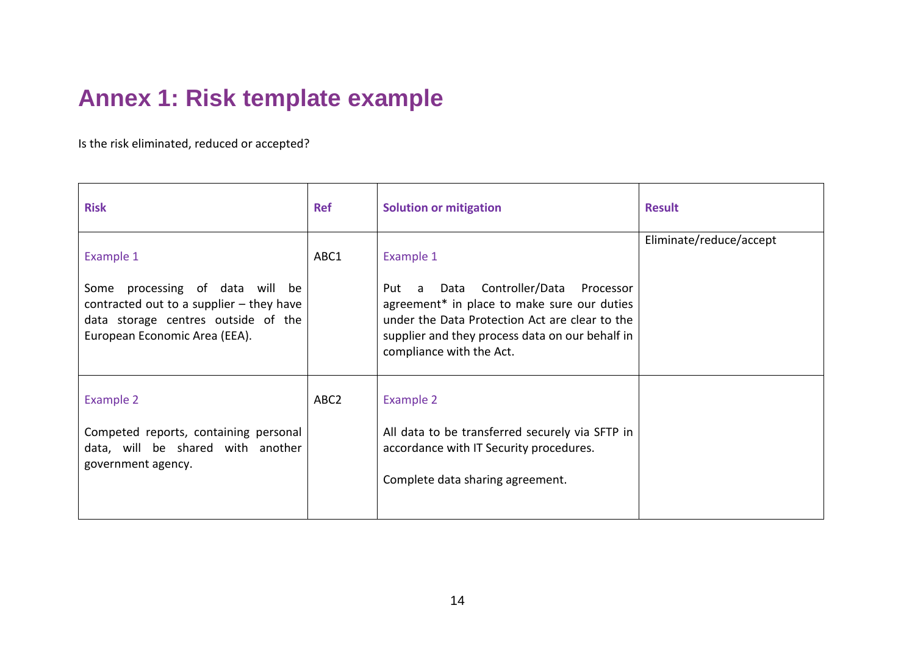# Annex 1: Risk template example

Is the risk eliminated, reduced or accepted?

| Risk | Ref | Solution or mitigation | Result |
|---|---|---|---|
| Example 1<br><br>Some processing of data will be contracted out to a supplier – they have data storage centres outside of the European Economic Area (EEA). | ABC1 | Example 1<br><br>Put a Data Controller/Data Processor agreement* in place to make sure our duties under the Data Protection Act are clear to the supplier and they process data on our behalf in compliance with the Act. | Eliminate/reduce/accept |
| Example 2<br><br>Competed reports, containing personal data, will be shared with another government agency. | ABC2 | Example 2<br><br>All data to be transferred securely via SFTP in accordance with IT Security procedures.<br><br>Complete data sharing agreement. | |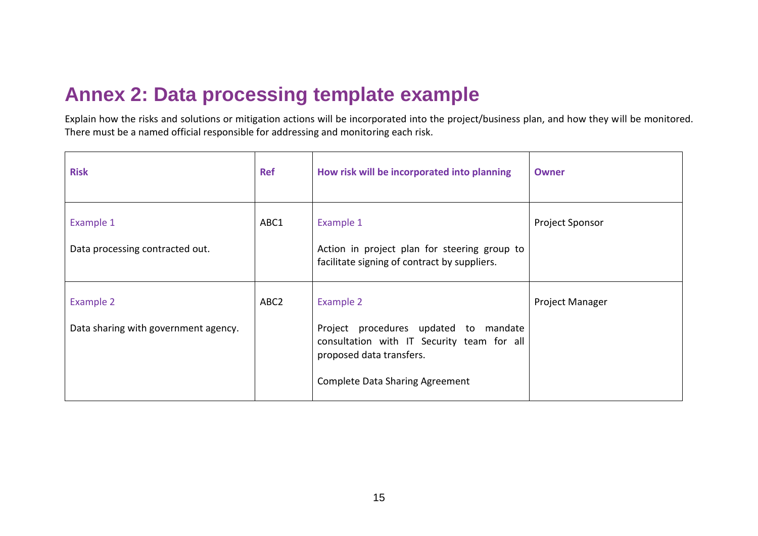# Annex 2: Data processing template example

Explain how the risks and solutions or mitigation actions will be incorporated into the project/business plan, and how they will be monitored. There must be a named official responsible for addressing and monitoring each risk.

| Risk | Ref | How risk will be incorporated into planning | Owner |
|---|---|---|---|
| Example 1<br><br>Data processing contracted out. | ABC1 | Example 1<br><br>Action in project plan for steering group to facilitate signing of contract by suppliers. | Project Sponsor |
| Example 2<br><br>Data sharing with government agency. | ABC2 | Example 2<br><br>Project procedures updated to mandate consultation with IT Security team for all proposed data transfers.<br><br>Complete Data Sharing Agreement | Project Manager |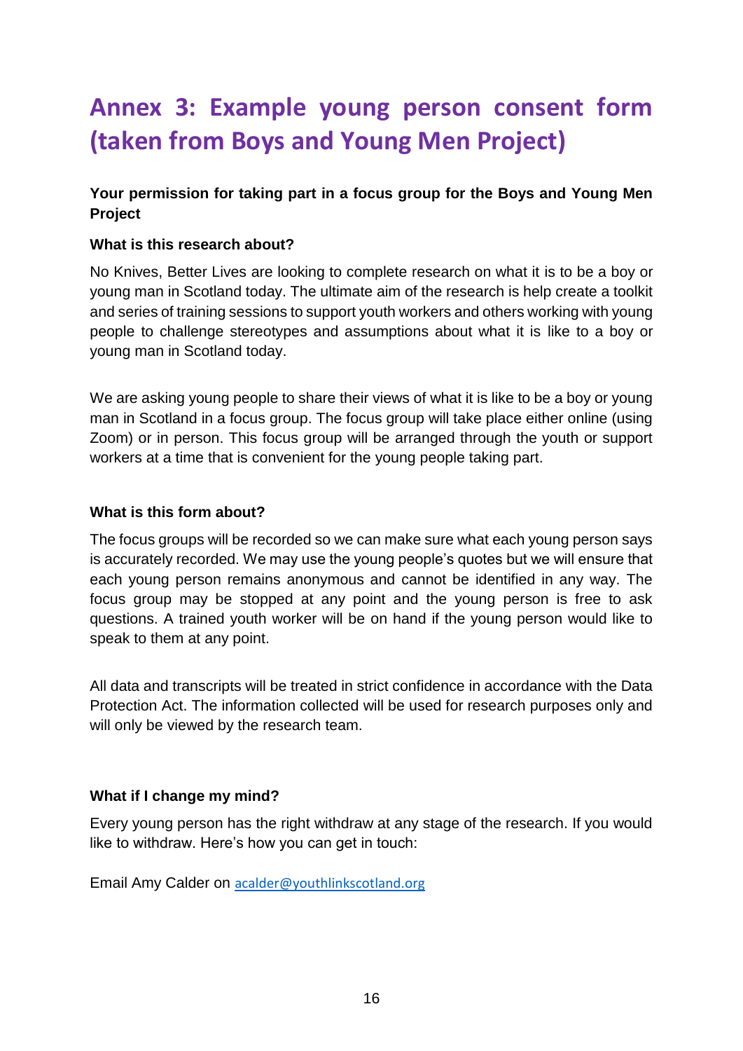# Annex 3: Example young person consent form (taken from Boys and Young Men Project)

**Your permission for taking part in a focus group for the Boys and Young Men Project**

**What is this research about?**

No Knives, Better Lives are looking to complete research on what it is to be a boy or young man in Scotland today. The ultimate aim of the research is help create a toolkit and series of training sessions to support youth workers and others working with young people to challenge stereotypes and assumptions about what it is like to a boy or young man in Scotland today.

We are asking young people to share their views of what it is like to be a boy or young man in Scotland in a focus group. The focus group will take place either online (using Zoom) or in person. This focus group will be arranged through the youth or support workers at a time that is convenient for the young people taking part.

**What is this form about?**

The focus groups will be recorded so we can make sure what each young person says is accurately recorded. We may use the young people's quotes but we will ensure that each young person remains anonymous and cannot be identified in any way. The focus group may be stopped at any point and the young person is free to ask questions. A trained youth worker will be on hand if the young person would like to speak to them at any point.

All data and transcripts will be treated in strict confidence in accordance with the Data Protection Act. The information collected will be used for research purposes only and will only be viewed by the research team.

**What if I change my mind?**

Every young person has the right withdraw at any stage of the research. If you would like to withdraw. Here's how you can get in touch:

Email Amy Calder on acalder@youthlinkscotland.org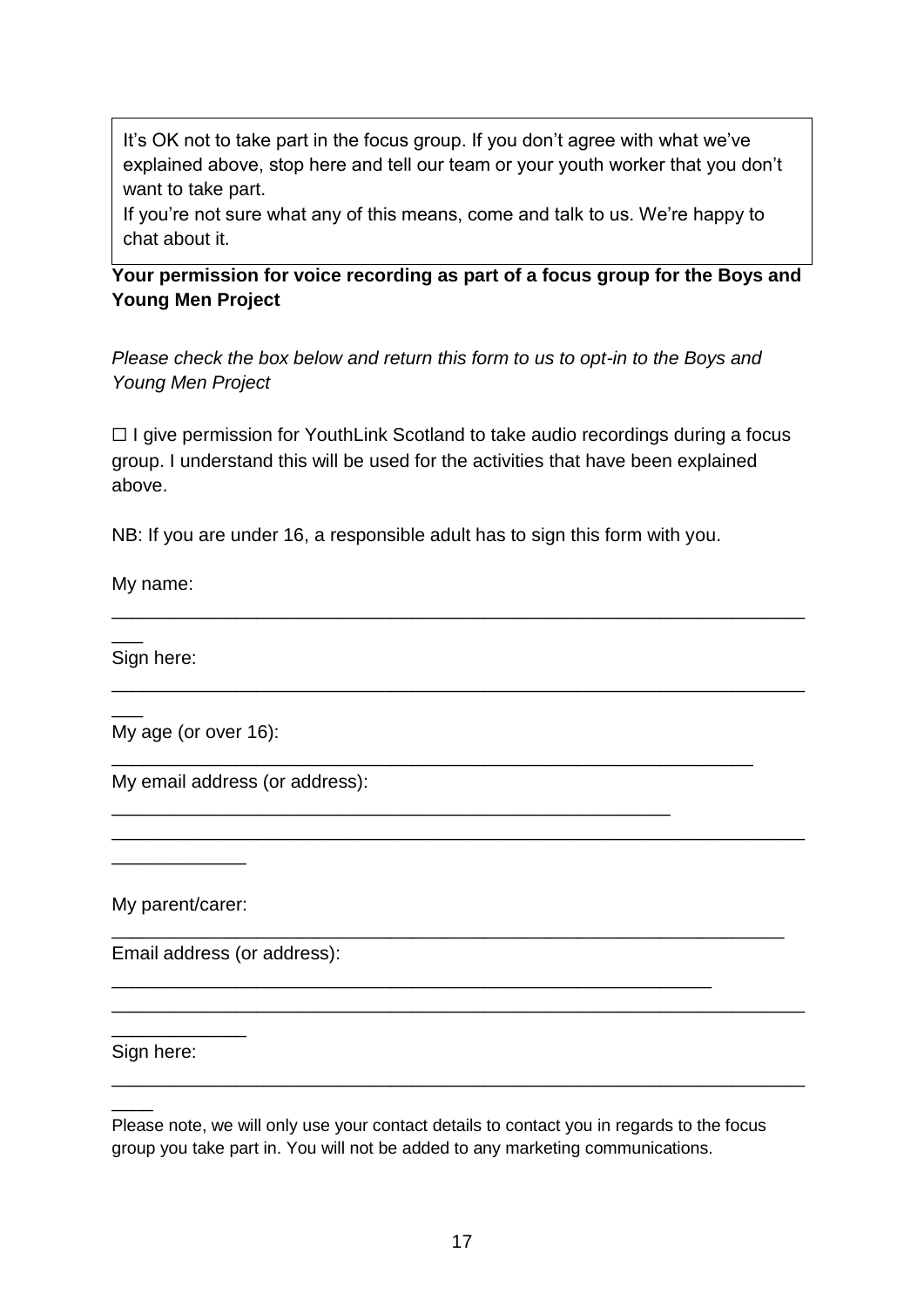It's OK not to take part in the focus group. If you don't agree with what we've explained above, stop here and tell our team or your youth worker that you don't want to take part.
If you're not sure what any of this means, come and talk to us. We're happy to chat about it.

**Your permission for voice recording as part of a focus group for the Boys and Young Men Project**

*Please check the box below and return this form to us to opt-in to the Boys and Young Men Project*

☐ I give permission for YouthLink Scotland to take audio recordings during a focus group. I understand this will be used for the activities that have been explained above.

NB: If you are under 16, a responsible adult has to sign this form with you.

My name: ___________________________________________________________________

Sign here: ___________________________________________________________________

My age (or over 16): ___________________________________________________________

My email address (or address): _________________________________________________________________________________________________________

My parent/carer: _______________________________________________________________

Email address (or address): __________________________________________________________________________________________________________

Sign here: ____________________________________________________________________

Please note, we will only use your contact details to contact you in regards to the focus group you take part in. You will not be added to any marketing communications.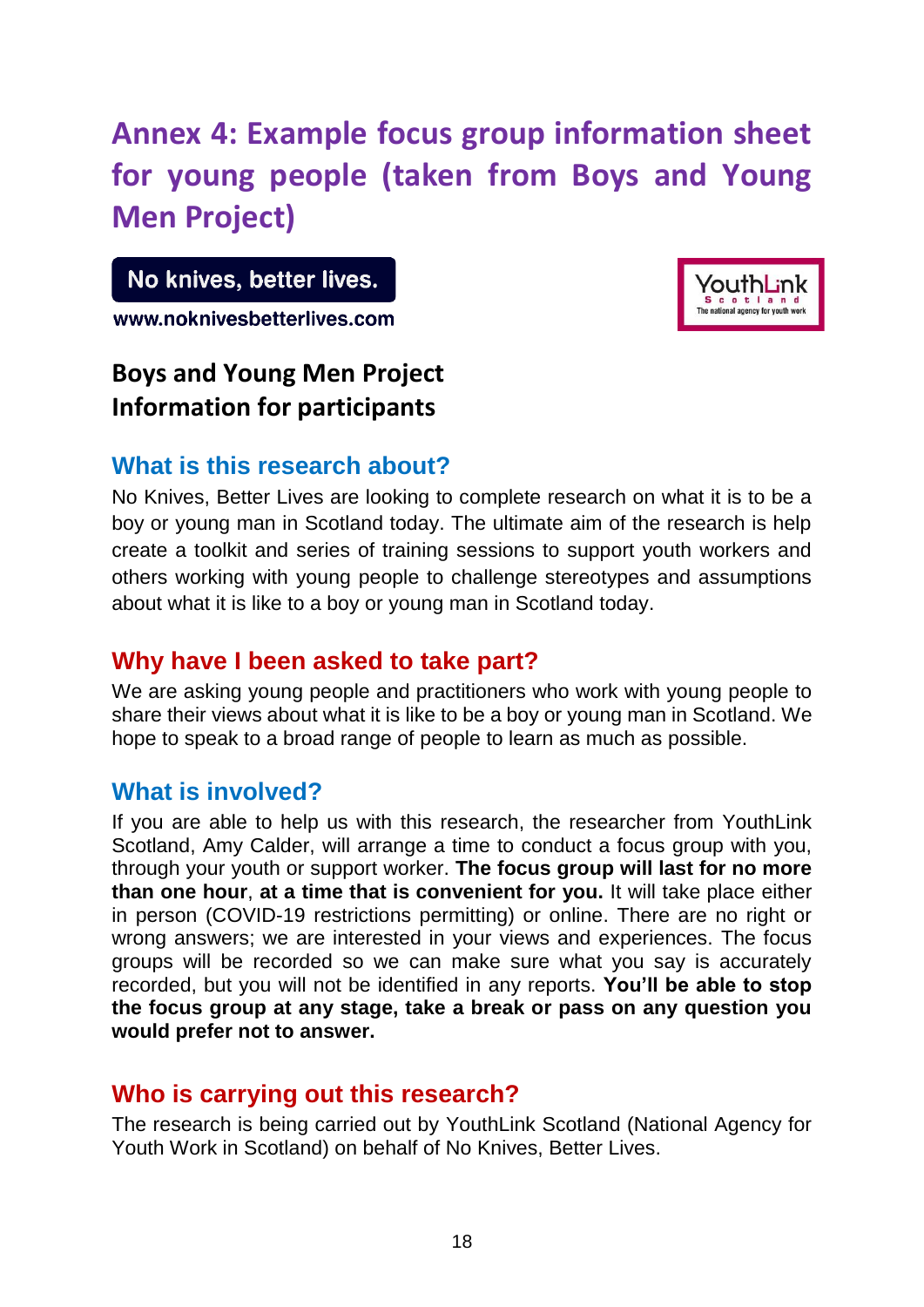# Annex 4: Example focus group information sheet for young people (taken from Boys and Young Men Project)

No knives, better lives.

www.noknivesbetterlives.com

YouthLink Scotland
The national agency for youth work

## Boys and Young Men Project
## Information for participants

### What is this research about?

No Knives, Better Lives are looking to complete research on what it is to be a boy or young man in Scotland today. The ultimate aim of the research is help create a toolkit and series of training sessions to support youth workers and others working with young people to challenge stereotypes and assumptions about what it is like to a boy or young man in Scotland today.

### Why have I been asked to take part?

We are asking young people and practitioners who work with young people to share their views about what it is like to be a boy or young man in Scotland. We hope to speak to a broad range of people to learn as much as possible.

### What is involved?

If you are able to help us with this research, the researcher from YouthLink Scotland, Amy Calder, will arrange a time to conduct a focus group with you, through your youth or support worker. **The focus group will last for no more than one hour**, **at a time that is convenient for you.** It will take place either in person (COVID-19 restrictions permitting) or online. There are no right or wrong answers; we are interested in your views and experiences. The focus groups will be recorded so we can make sure what you say is accurately recorded, but you will not be identified in any reports. **You'll be able to stop the focus group at any stage, take a break or pass on any question you would prefer not to answer.**

### Who is carrying out this research?

The research is being carried out by YouthLink Scotland (National Agency for Youth Work in Scotland) on behalf of No Knives, Better Lives.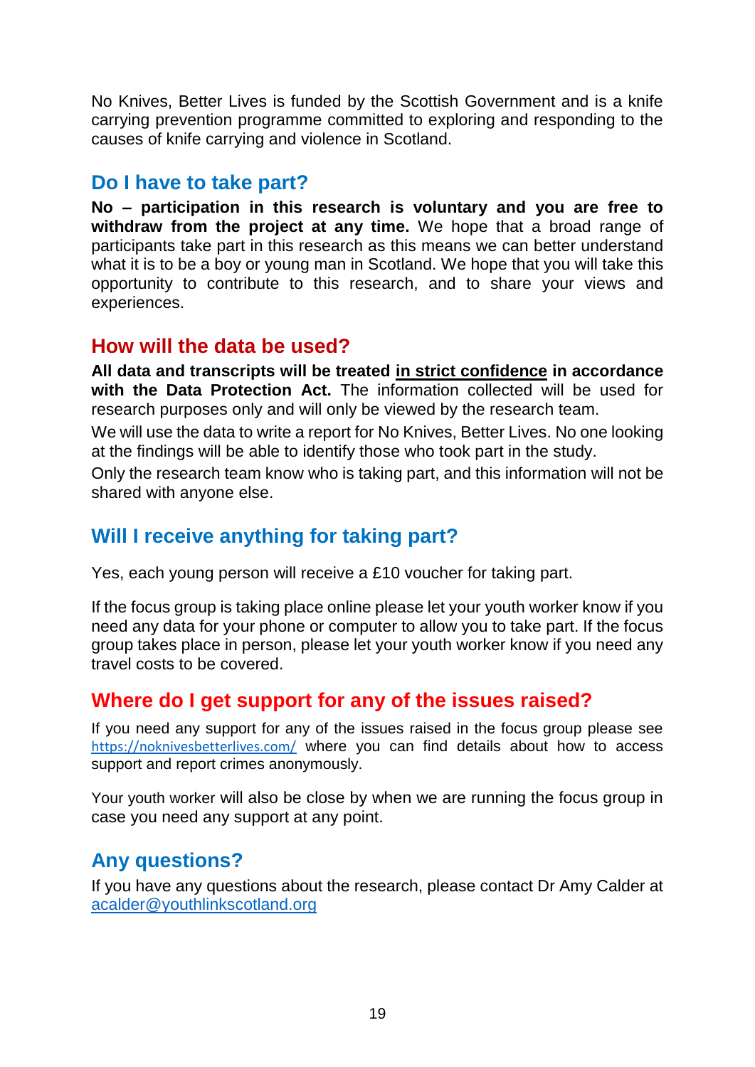No Knives, Better Lives is funded by the Scottish Government and is a knife carrying prevention programme committed to exploring and responding to the causes of knife carrying and violence in Scotland.

## Do I have to take part?

**No – participation in this research is voluntary and you are free to withdraw from the project at any time.** We hope that a broad range of participants take part in this research as this means we can better understand what it is to be a boy or young man in Scotland. We hope that you will take this opportunity to contribute to this research, and to share your views and experiences.

## How will the data be used?

**All data and transcripts will be treated <u>in strict confidence</u> in accordance with the Data Protection Act.** The information collected will be used for research purposes only and will only be viewed by the research team.

We will use the data to write a report for No Knives, Better Lives. No one looking at the findings will be able to identify those who took part in the study.

Only the research team know who is taking part, and this information will not be shared with anyone else.

## Will I receive anything for taking part?

Yes, each young person will receive a £10 voucher for taking part.

If the focus group is taking place online please let your youth worker know if you need any data for your phone or computer to allow you to take part. If the focus group takes place in person, please let your youth worker know if you need any travel costs to be covered.

## Where do I get support for any of the issues raised?

If you need any support for any of the issues raised in the focus group please see https://noknivesbetterlives.com/ where you can find details about how to access support and report crimes anonymously.

Your youth worker will also be close by when we are running the focus group in case you need any support at any point.

## Any questions?

If you have any questions about the research, please contact Dr Amy Calder at acalder@youthlinkscotland.org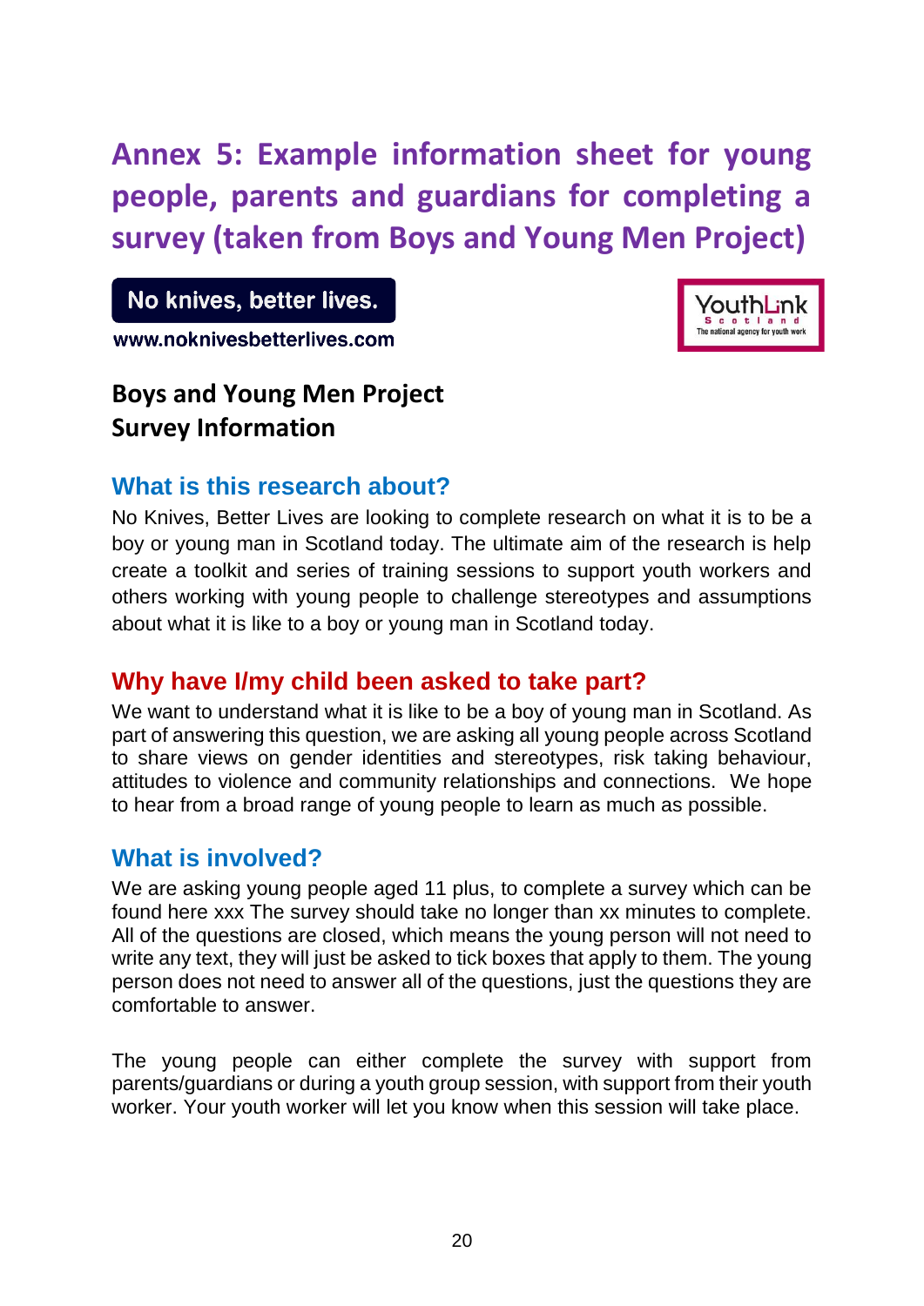# Annex 5: Example information sheet for young people, parents and guardians for completing a survey (taken from Boys and Young Men Project)

No knives, better lives.

www.noknivesbetterlives.com

YouthLink Scotland
The national agency for youth work

**Boys and Young Men Project**
**Survey Information**

## What is this research about?

No Knives, Better Lives are looking to complete research on what it is to be a boy or young man in Scotland today. The ultimate aim of the research is help create a toolkit and series of training sessions to support youth workers and others working with young people to challenge stereotypes and assumptions about what it is like to a boy or young man in Scotland today.

## Why have I/my child been asked to take part?

We want to understand what it is like to be a boy of young man in Scotland. As part of answering this question, we are asking all young people across Scotland to share views on gender identities and stereotypes, risk taking behaviour, attitudes to violence and community relationships and connections. We hope to hear from a broad range of young people to learn as much as possible.

## What is involved?

We are asking young people aged 11 plus, to complete a survey which can be found here xxx The survey should take no longer than xx minutes to complete. All of the questions are closed, which means the young person will not need to write any text, they will just be asked to tick boxes that apply to them. The young person does not need to answer all of the questions, just the questions they are comfortable to answer.

The young people can either complete the survey with support from parents/guardians or during a youth group session, with support from their youth worker. Your youth worker will let you know when this session will take place.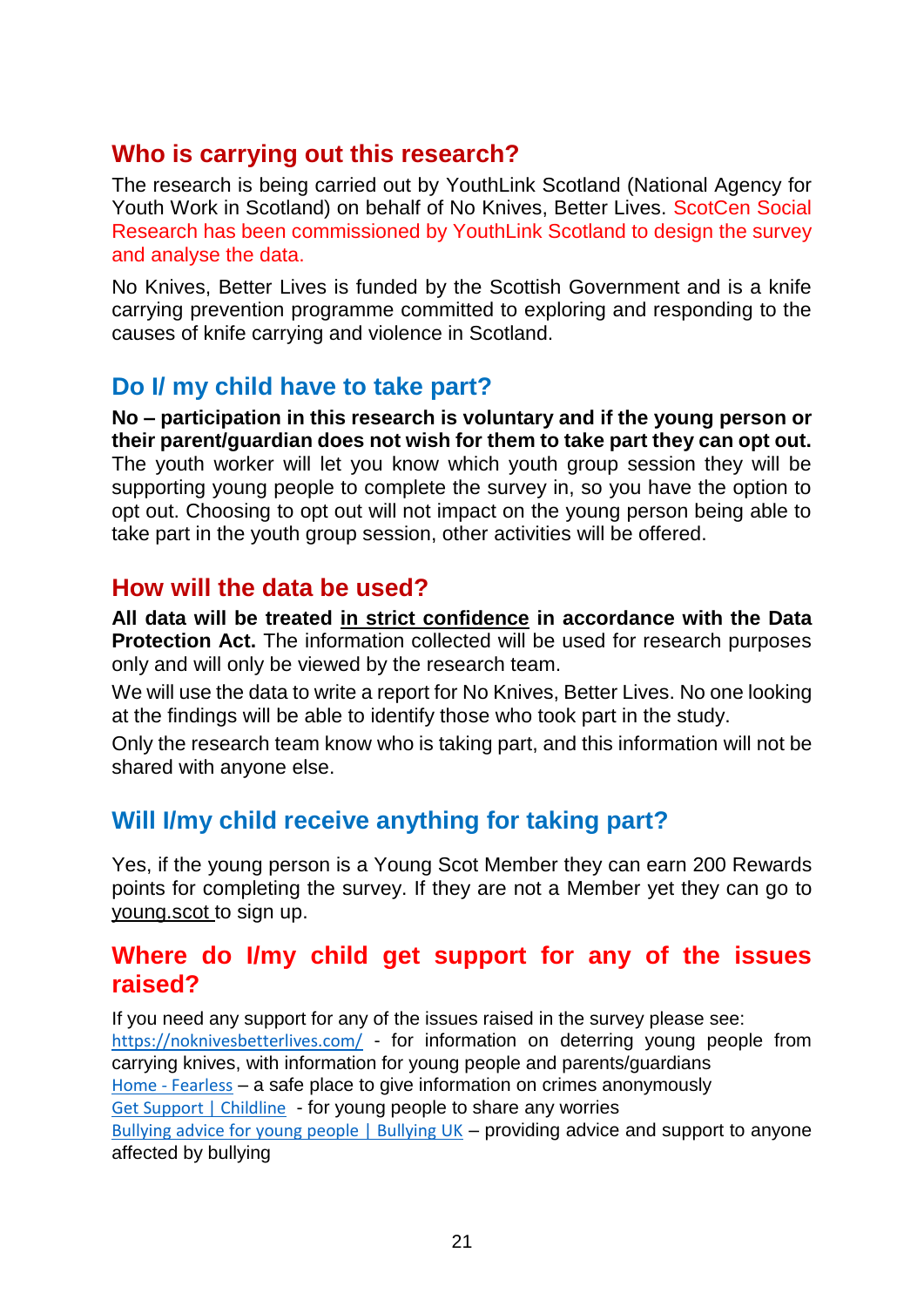## Who is carrying out this research?

The research is being carried out by YouthLink Scotland (National Agency for Youth Work in Scotland) on behalf of No Knives, Better Lives. ScotCen Social Research has been commissioned by YouthLink Scotland to design the survey and analyse the data.

No Knives, Better Lives is funded by the Scottish Government and is a knife carrying prevention programme committed to exploring and responding to the causes of knife carrying and violence in Scotland.

## Do I/ my child have to take part?

**No – participation in this research is voluntary and if the young person or their parent/guardian does not wish for them to take part they can opt out.** The youth worker will let you know which youth group session they will be supporting young people to complete the survey in, so you have the option to opt out. Choosing to opt out will not impact on the young person being able to take part in the youth group session, other activities will be offered.

## How will the data be used?

**All data will be treated <u>in strict confidence</u> in accordance with the Data Protection Act.** The information collected will be used for research purposes only and will only be viewed by the research team.

We will use the data to write a report for No Knives, Better Lives. No one looking at the findings will be able to identify those who took part in the study.

Only the research team know who is taking part, and this information will not be shared with anyone else.

## Will I/my child receive anything for taking part?

Yes, if the young person is a Young Scot Member they can earn 200 Rewards points for completing the survey. If they are not a Member yet they can go to young.scot to sign up.

## Where do I/my child get support for any of the issues raised?

If you need any support for any of the issues raised in the survey please see:
https://noknivesbetterlives.com/ - for information on deterring young people from carrying knives, with information for young people and parents/guardians
Home - Fearless – a safe place to give information on crimes anonymously
Get Support | Childline - for young people to share any worries
Bullying advice for young people | Bullying UK – providing advice and support to anyone affected by bullying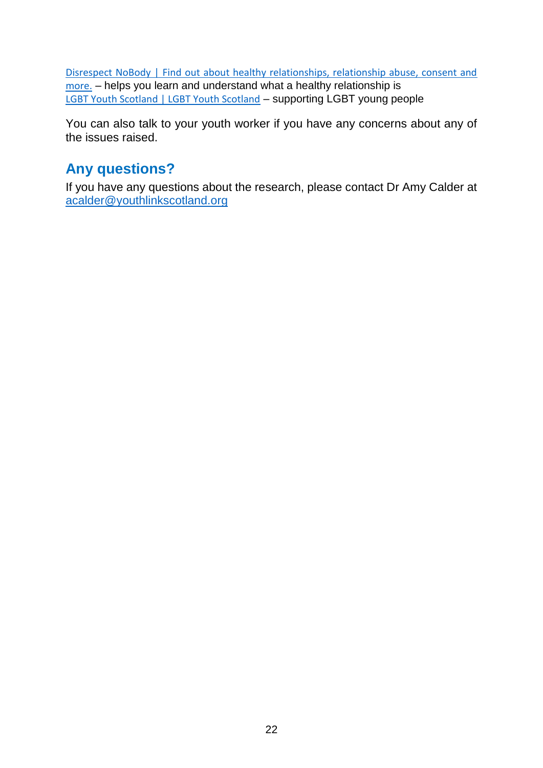Disrespect NoBody | Find out about healthy relationships, relationship abuse, consent and more. – helps you learn and understand what a healthy relationship is
LGBT Youth Scotland | LGBT Youth Scotland – supporting LGBT young people

You can also talk to your youth worker if you have any concerns about any of the issues raised.

## Any questions?

If you have any questions about the research, please contact Dr Amy Calder at acalder@youthlinkscotland.org